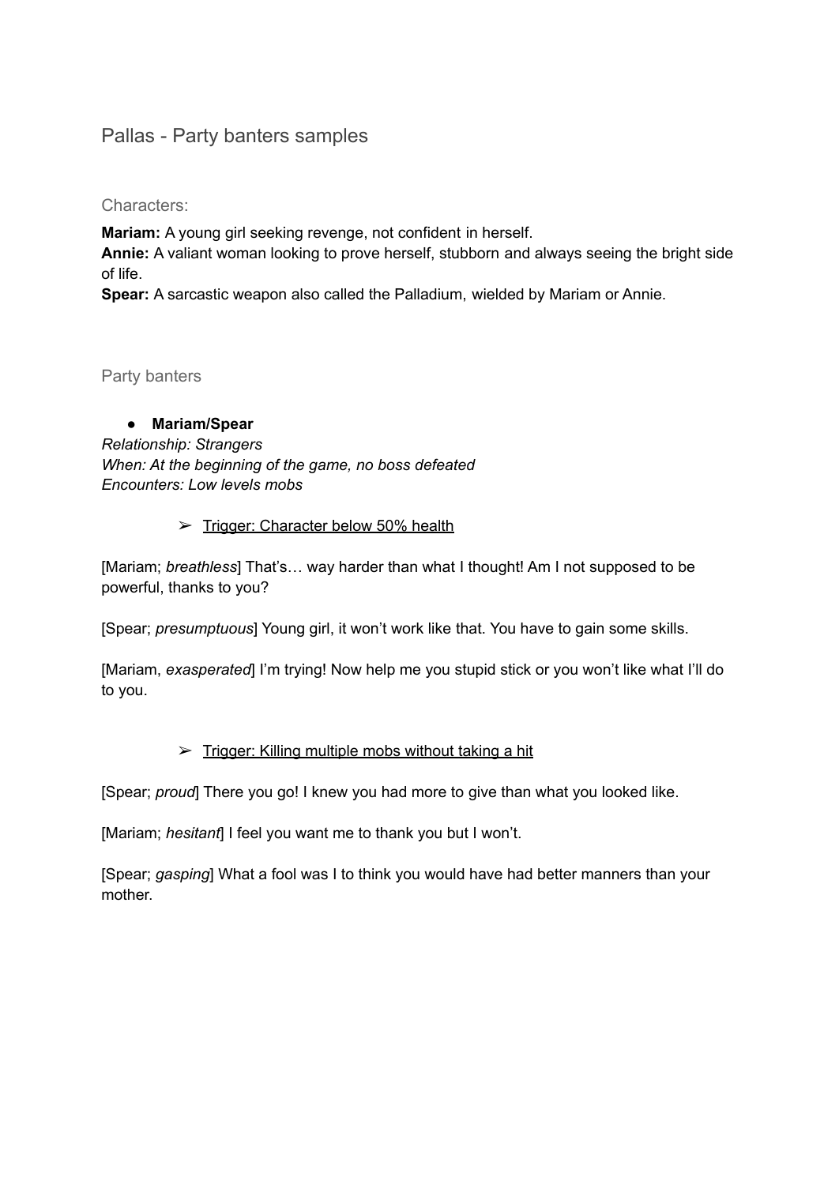# Pallas - Party banters samples

## Characters:

**Mariam:** A young girl seeking revenge, not confident in herself.
**Annie:** A valiant woman looking to prove herself, stubborn and always seeing the bright side of life.
**Spear:** A sarcastic weapon also called the Palladium, wielded by Mariam or Annie.

## Party banters

- **Mariam/Spear**

*Relationship: Strangers*
*When: At the beginning of the game, no boss defeated*
*Encounters: Low levels mobs*

  - ➢ Trigger: Character below 50% health

[Mariam; *breathless*] That's… way harder than what I thought! Am I not supposed to be powerful, thanks to you?

[Spear; *presumptuous*] Young girl, it won't work like that. You have to gain some skills.

[Mariam, *exasperated*] I'm trying! Now help me you stupid stick or you won't like what I'll do to you.

  - ➢ Trigger: Killing multiple mobs without taking a hit

[Spear; *proud*] There you go! I knew you had more to give than what you looked like.

[Mariam; *hesitant*] I feel you want me to thank you but I won't.

[Spear; *gasping*] What a fool was I to think you would have had better manners than your mother.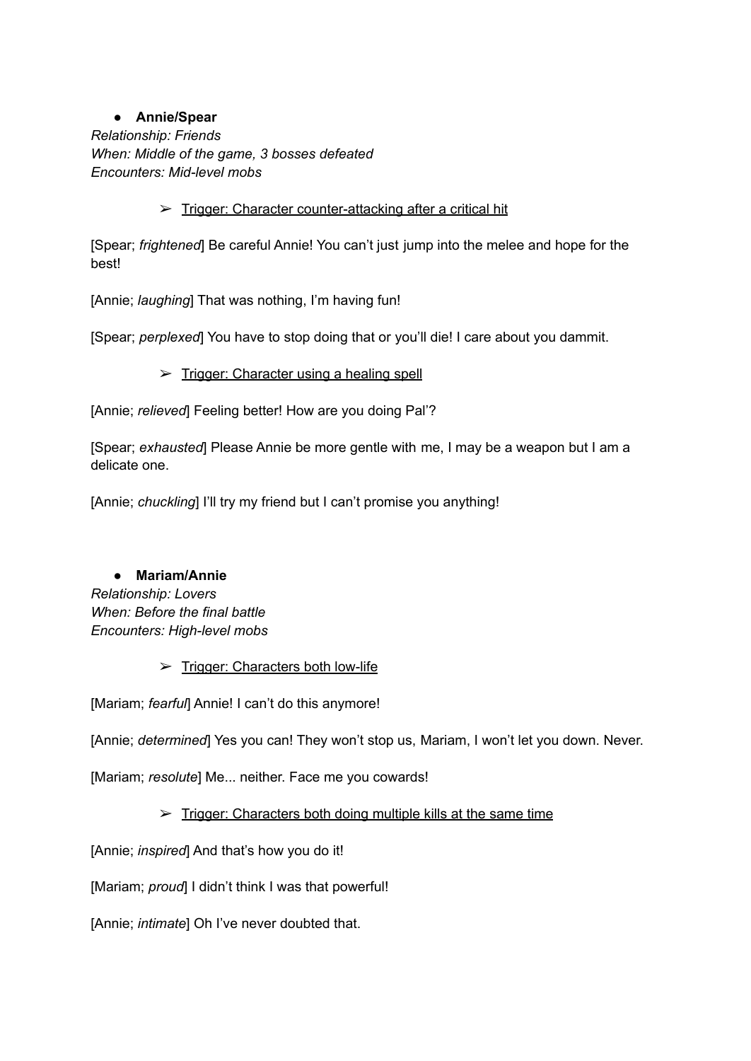- **Annie/Spear**

*Relationship: Friends*
*When: Middle of the game, 3 bosses defeated*
*Encounters: Mid-level mobs*

> ➢ Trigger: Character counter-attacking after a critical hit

[Spear; *frightened*] Be careful Annie! You can't just jump into the melee and hope for the best!

[Annie; *laughing*] That was nothing, I'm having fun!

[Spear; *perplexed*] You have to stop doing that or you'll die! I care about you dammit.

> ➢ Trigger: Character using a healing spell

[Annie; *relieved*] Feeling better! How are you doing Pal'?

[Spear; *exhausted*] Please Annie be more gentle with me, I may be a weapon but I am a delicate one.

[Annie; *chuckling*] I'll try my friend but I can't promise you anything!

- **Mariam/Annie**

*Relationship: Lovers*
*When: Before the final battle*
*Encounters: High-level mobs*

> ➢ Trigger: Characters both low-life

[Mariam; *fearful*] Annie! I can't do this anymore!

[Annie; *determined*] Yes you can! They won't stop us, Mariam, I won't let you down. Never.

[Mariam; *resolute*] Me... neither. Face me you cowards!

> ➢ Trigger: Characters both doing multiple kills at the same time

[Annie; *inspired*] And that's how you do it!

[Mariam; *proud*] I didn't think I was that powerful!

[Annie; *intimate*] Oh I've never doubted that.